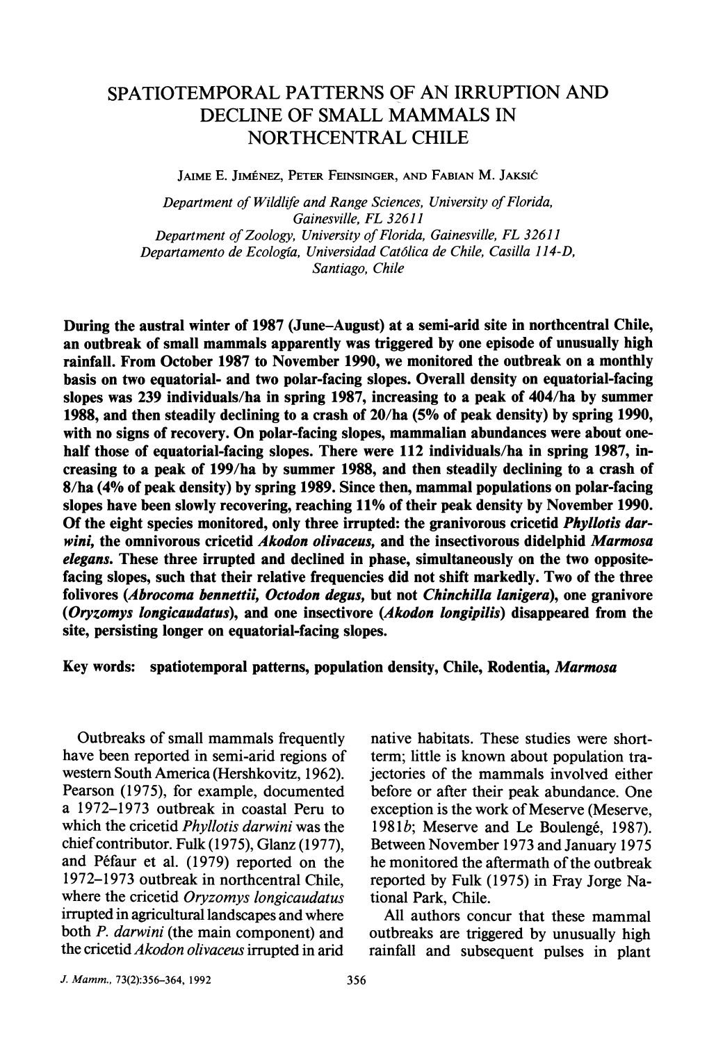# SPATIOTEMPORAL PATTERNS OF AN IRRUPTION AND DECLINE OF SMALL MAMMALS IN NORTHCENTRAL CHILE

JAIME E. JIMÉNEZ, PETER FEINSINGER, AND FABIAN M. JAKSIĆ

*Department of Wildlife and Range Sciences, University of Florida, Gainesville, FL 32611*
*Department of Zoology, University of Florida, Gainesville, FL 32611*
*Departamento de Ecología, Universidad Católica de Chile, Casilla 114-D, Santiago, Chile*

**During the austral winter of 1987 (June–August) at a semi-arid site in northcentral Chile, an outbreak of small mammals apparently was triggered by one episode of unusually high rainfall. From October 1987 to November 1990, we monitored the outbreak on a monthly basis on two equatorial- and two polar-facing slopes. Overall density on equatorial-facing slopes was 239 individuals/ha in spring 1987, increasing to a peak of 404/ha by summer 1988, and then steadily declining to a crash of 20/ha (5% of peak density) by spring 1990, with no signs of recovery. On polar-facing slopes, mammalian abundances were about one-half those of equatorial-facing slopes. There were 112 individuals/ha in spring 1987, increasing to a peak of 199/ha by summer 1988, and then steadily declining to a crash of 8/ha (4% of peak density) by spring 1989. Since then, mammal populations on polar-facing slopes have been slowly recovering, reaching 11% of their peak density by November 1990. Of the eight species monitored, only three irrupted: the granivorous cricetid *Phyllotis darwini*, the omnivorous cricetid *Akodon olivaceus*, and the insectivorous didelphid *Marmosa elegans*. These three irrupted and declined in phase, simultaneously on the two opposite-facing slopes, such that their relative frequencies did not shift markedly. Two of the three folivores (*Abrocoma bennettii, Octodon degus*, but not *Chinchilla lanigera*), one granivore (*Oryzomys longicaudatus*), and one insectivore (*Akodon longipilis*) disappeared from the site, persisting longer on equatorial-facing slopes.**

**Key words: spatiotemporal patterns, population density, Chile, Rodentia, *Marmosa***

Outbreaks of small mammals frequently have been reported in semi-arid regions of western South America (Hershkovitz, 1962). Pearson (1975), for example, documented a 1972–1973 outbreak in coastal Peru to which the cricetid *Phyllotis darwini* was the chief contributor. Fulk (1975), Glanz (1977), and Péfaur et al. (1979) reported on the 1972–1973 outbreak in northcentral Chile, where the cricetid *Oryzomys longicaudatus* irrupted in agricultural landscapes and where both *P. darwini* (the main component) and the cricetid *Akodon olivaceus* irrupted in arid native habitats. These studies were short-term; little is known about population trajectories of the mammals involved either before or after their peak abundance. One exception is the work of Meserve (Meserve, 1981*b*; Meserve and Le Boulengé, 1987). Between November 1973 and January 1975 he monitored the aftermath of the outbreak reported by Fulk (1975) in Fray Jorge National Park, Chile.

All authors concur that these mammal outbreaks are triggered by unusually high rainfall and subsequent pulses in plant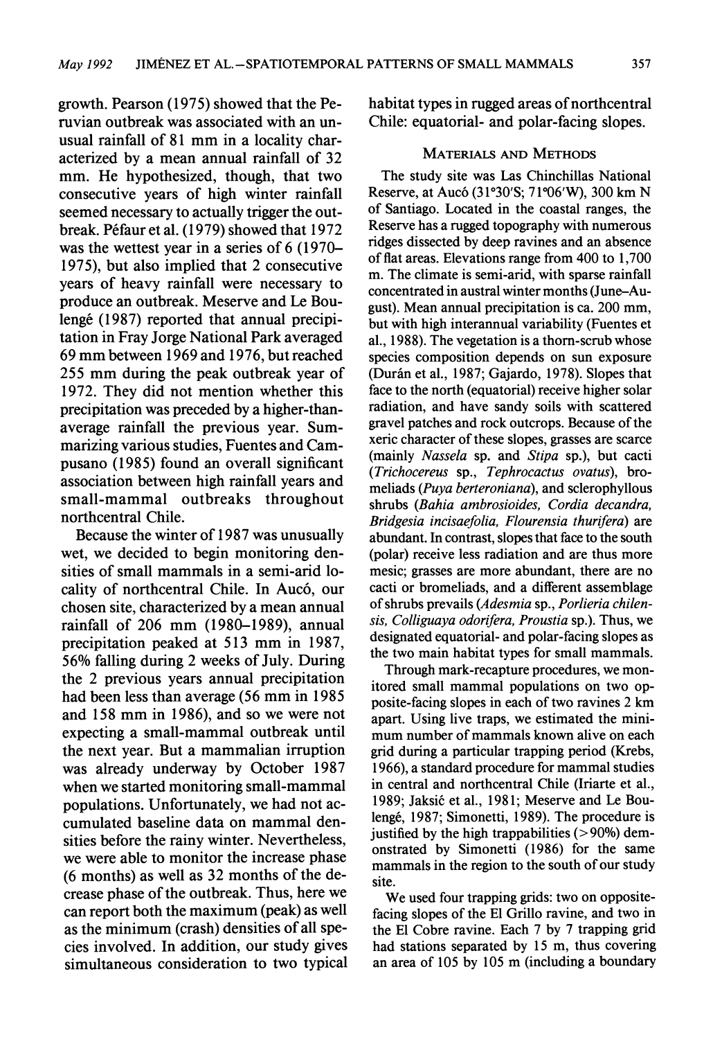growth. Pearson (1975) showed that the Peruvian outbreak was associated with an unusual rainfall of 81 mm in a locality characterized by a mean annual rainfall of 32 mm. He hypothesized, though, that two consecutive years of high winter rainfall seemed necessary to actually trigger the outbreak. Péfaur et al. (1979) showed that 1972 was the wettest year in a series of 6 (1970–1975), but also implied that 2 consecutive years of heavy rainfall were necessary to produce an outbreak. Meserve and Le Boulengé (1987) reported that annual precipitation in Fray Jorge National Park averaged 69 mm between 1969 and 1976, but reached 255 mm during the peak outbreak year of 1972. They did not mention whether this precipitation was preceded by a higher-than-average rainfall the previous year. Summarizing various studies, Fuentes and Campusano (1985) found an overall significant association between high rainfall years and small-mammal outbreaks throughout northcentral Chile.

Because the winter of 1987 was unusually wet, we decided to begin monitoring densities of small mammals in a semi-arid locality of northcentral Chile. In Aucó, our chosen site, characterized by a mean annual rainfall of 206 mm (1980–1989), annual precipitation peaked at 513 mm in 1987, 56% falling during 2 weeks of July. During the 2 previous years annual precipitation had been less than average (56 mm in 1985 and 158 mm in 1986), and so we were not expecting a small-mammal outbreak until the next year. But a mammalian irruption was already underway by October 1987 when we started monitoring small-mammal populations. Unfortunately, we had not accumulated baseline data on mammal densities before the rainy winter. Nevertheless, we were able to monitor the increase phase (6 months) as well as 32 months of the decrease phase of the outbreak. Thus, here we can report both the maximum (peak) as well as the minimum (crash) densities of all species involved. In addition, our study gives simultaneous consideration to two typical habitat types in rugged areas of northcentral Chile: equatorial- and polar-facing slopes.

## Materials and Methods

The study site was Las Chinchillas National Reserve, at Aucó (31°30′S; 71°06′W), 300 km N of Santiago. Located in the coastal ranges, the Reserve has a rugged topography with numerous ridges dissected by deep ravines and an absence of flat areas. Elevations range from 400 to 1,700 m. The climate is semi-arid, with sparse rainfall concentrated in austral winter months (June–August). Mean annual precipitation is ca. 200 mm, but with high interannual variability (Fuentes et al., 1988). The vegetation is a thorn-scrub whose species composition depends on sun exposure (Durán et al., 1987; Gajardo, 1978). Slopes that face to the north (equatorial) receive higher solar radiation, and have sandy soils with scattered gravel patches and rock outcrops. Because of the xeric character of these slopes, grasses are scarce (mainly *Nassela* sp. and *Stipa* sp.), but cacti (*Trichocereus* sp., *Tephrocactus ovatus*), bromeliads (*Puya berteroniana*), and sclerophyllous shrubs (*Bahia ambrosioides, Cordia decandra, Bridgesia incisaefolia, Flourensia thurifera*) are abundant. In contrast, slopes that face to the south (polar) receive less radiation and are thus more mesic; grasses are more abundant, there are no cacti or bromeliads, and a different assemblage of shrubs prevails (*Adesmia* sp., *Porlieria chilensis, Colliguaya odorifera, Proustia* sp.). Thus, we designated equatorial- and polar-facing slopes as the two main habitat types for small mammals.

Through mark-recapture procedures, we monitored small mammal populations on two opposite-facing slopes in each of two ravines 2 km apart. Using live traps, we estimated the minimum number of mammals known alive on each grid during a particular trapping period (Krebs, 1966), a standard procedure for mammal studies in central and northcentral Chile (Iriarte et al., 1989; Jaksić et al., 1981; Meserve and Le Boulengé, 1987; Simonetti, 1989). The procedure is justified by the high trappabilities (>90%) demonstrated by Simonetti (1986) for the same mammals in the region to the south of our study site.

We used four trapping grids: two on opposite-facing slopes of the El Grillo ravine, and two in the El Cobre ravine. Each 7 by 7 trapping grid had stations separated by 15 m, thus covering an area of 105 by 105 m (including a boundary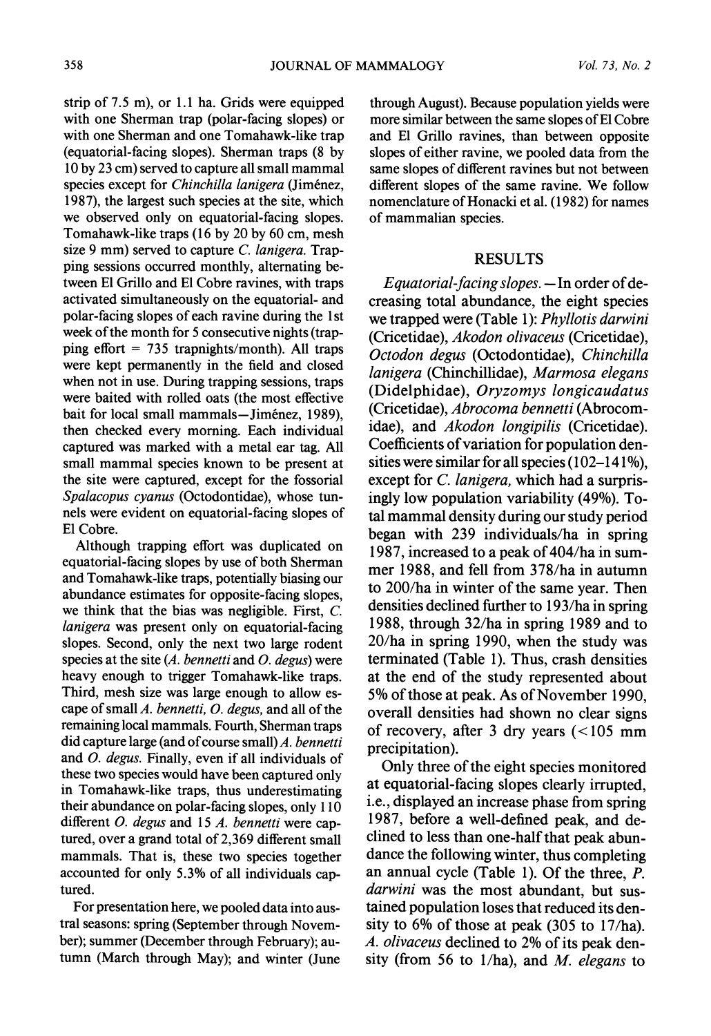strip of 7.5 m), or 1.1 ha. Grids were equipped with one Sherman trap (polar-facing slopes) or with one Sherman and one Tomahawk-like trap (equatorial-facing slopes). Sherman traps (8 by 10 by 23 cm) served to capture all small mammal species except for *Chinchilla lanigera* (Jiménez, 1987), the largest such species at the site, which we observed only on equatorial-facing slopes. Tomahawk-like traps (16 by 20 by 60 cm, mesh size 9 mm) served to capture *C. lanigera*. Trapping sessions occurred monthly, alternating between El Grillo and El Cobre ravines, with traps activated simultaneously on the equatorial- and polar-facing slopes of each ravine during the 1st week of the month for 5 consecutive nights (trapping effort = 735 trapnights/month). All traps were kept permanently in the field and closed when not in use. During trapping sessions, traps were baited with rolled oats (the most effective bait for local small mammals—Jiménez, 1989), then checked every morning. Each individual captured was marked with a metal ear tag. All small mammal species known to be present at the site were captured, except for the fossorial *Spalacopus cyanus* (Octodontidae), whose tunnels were evident on equatorial-facing slopes of El Cobre.

Although trapping effort was duplicated on equatorial-facing slopes by use of both Sherman and Tomahawk-like traps, potentially biasing our abundance estimates for opposite-facing slopes, we think that the bias was negligible. First, *C. lanigera* was present only on equatorial-facing slopes. Second, only the next two large rodent species at the site (*A. bennetti* and *O. degus*) were heavy enough to trigger Tomahawk-like traps. Third, mesh size was large enough to allow escape of small *A. bennetti*, *O. degus*, and all of the remaining local mammals. Fourth, Sherman traps did capture large (and of course small) *A. bennetti* and *O. degus*. Finally, even if all individuals of these two species would have been captured only in Tomahawk-like traps, thus underestimating their abundance on polar-facing slopes, only 110 different *O. degus* and 15 *A. bennetti* were captured, over a grand total of 2,369 different small mammals. That is, these two species together accounted for only 5.3% of all individuals captured.

For presentation here, we pooled data into austral seasons: spring (September through November); summer (December through February); autumn (March through May); and winter (June through August). Because population yields were more similar between the same slopes of El Cobre and El Grillo ravines, than between opposite slopes of either ravine, we pooled data from the same slopes of different ravines but not between different slopes of the same ravine. We follow nomenclature of Honacki et al. (1982) for names of mammalian species.

## RESULTS

*Equatorial-facing slopes.*—In order of decreasing total abundance, the eight species we trapped were (Table 1): *Phyllotis darwini* (Cricetidae), *Akodon olivaceus* (Cricetidae), *Octodon degus* (Octodontidae), *Chinchilla lanigera* (Chinchillidae), *Marmosa elegans* (Didelphidae), *Oryzomys longicaudatus* (Cricetidae), *Abrocoma bennetti* (Abrocomidae), and *Akodon longipilis* (Cricetidae). Coefficients of variation for population densities were similar for all species (102–141%), except for *C. lanigera*, which had a surprisingly low population variability (49%). Total mammal density during our study period began with 239 individuals/ha in spring 1987, increased to a peak of 404/ha in summer 1988, and fell from 378/ha in autumn to 200/ha in winter of the same year. Then densities declined further to 193/ha in spring 1988, through 32/ha in spring 1989 and to 20/ha in spring 1990, when the study was terminated (Table 1). Thus, crash densities at the end of the study represented about 5% of those at peak. As of November 1990, overall densities had shown no clear signs of recovery, after 3 dry years (<105 mm precipitation).

Only three of the eight species monitored at equatorial-facing slopes clearly irrupted, i.e., displayed an increase phase from spring 1987, before a well-defined peak, and declined to less than one-half that peak abundance the following winter, thus completing an annual cycle (Table 1). Of the three, *P. darwini* was the most abundant, but sustained population loses that reduced its density to 6% of those at peak (305 to 17/ha). *A. olivaceus* declined to 2% of its peak density (from 56 to 1/ha), and *M. elegans* to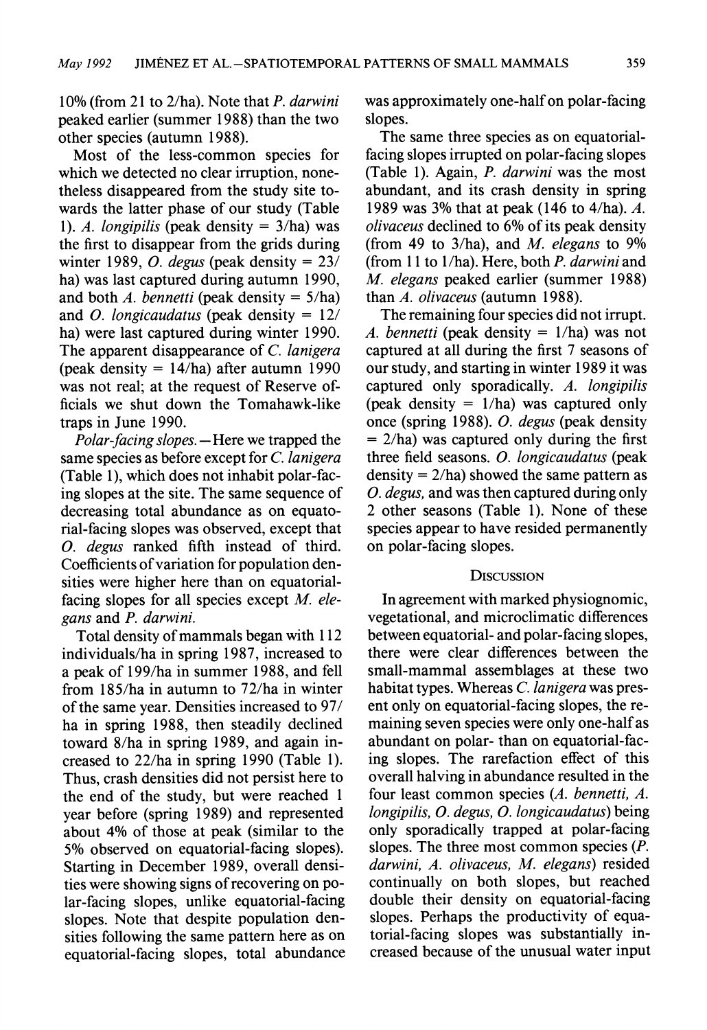10% (from 21 to 2/ha). Note that *P. darwini* peaked earlier (summer 1988) than the two other species (autumn 1988).

Most of the less-common species for which we detected no clear irruption, nonetheless disappeared from the study site towards the latter phase of our study (Table 1). *A. longipilis* (peak density = 3/ha) was the first to disappear from the grids during winter 1989, *O. degus* (peak density = 23/ha) was last captured during autumn 1990, and both *A. bennetti* (peak density = 5/ha) and *O. longicaudatus* (peak density = 12/ha) were last captured during winter 1990. The apparent disappearance of *C. lanigera* (peak density = 14/ha) after autumn 1990 was not real; at the request of Reserve officials we shut down the Tomahawk-like traps in June 1990.

*Polar-facing slopes.*—Here we trapped the same species as before except for *C. lanigera* (Table 1), which does not inhabit polar-facing slopes at the site. The same sequence of decreasing total abundance as on equatorial-facing slopes was observed, except that *O. degus* ranked fifth instead of third. Coefficients of variation for population densities were higher here than on equatorial-facing slopes for all species except *M. elegans* and *P. darwini.*

Total density of mammals began with 112 individuals/ha in spring 1987, increased to a peak of 199/ha in summer 1988, and fell from 185/ha in autumn to 72/ha in winter of the same year. Densities increased to 97/ha in spring 1988, then steadily declined toward 8/ha in spring 1989, and again increased to 22/ha in spring 1990 (Table 1). Thus, crash densities did not persist here to the end of the study, but were reached 1 year before (spring 1989) and represented about 4% of those at peak (similar to the 5% observed on equatorial-facing slopes). Starting in December 1989, overall densities were showing signs of recovering on polar-facing slopes, unlike equatorial-facing slopes. Note that despite population densities following the same pattern here as on equatorial-facing slopes, total abundance was approximately one-half on polar-facing slopes.

The same three species as on equatorial-facing slopes irrupted on polar-facing slopes (Table 1). Again, *P. darwini* was the most abundant, and its crash density in spring 1989 was 3% that at peak (146 to 4/ha). *A. olivaceus* declined to 6% of its peak density (from 49 to 3/ha), and *M. elegans* to 9% (from 11 to 1/ha). Here, both *P. darwini* and *M. elegans* peaked earlier (summer 1988) than *A. olivaceus* (autumn 1988).

The remaining four species did not irrupt. *A. bennetti* (peak density = 1/ha) was not captured at all during the first 7 seasons of our study, and starting in winter 1989 it was captured only sporadically. *A. longipilis* (peak density = 1/ha) was captured only once (spring 1988). *O. degus* (peak density = 2/ha) was captured only during the first three field seasons. *O. longicaudatus* (peak density = 2/ha) showed the same pattern as *O. degus,* and was then captured during only 2 other seasons (Table 1). None of these species appear to have resided permanently on polar-facing slopes.

## Discussion

In agreement with marked physiognomic, vegetational, and microclimatic differences between equatorial- and polar-facing slopes, there were clear differences between the small-mammal assemblages at these two habitat types. Whereas *C. lanigera* was present only on equatorial-facing slopes, the remaining seven species were only one-half as abundant on polar- than on equatorial-facing slopes. The rarefaction effect of this overall halving in abundance resulted in the four least common species (*A. bennetti, A. longipilis, O. degus, O. longicaudatus*) being only sporadically trapped at polar-facing slopes. The three most common species (*P. darwini, A. olivaceus, M. elegans*) resided continually on both slopes, but reached double their density on equatorial-facing slopes. Perhaps the productivity of equatorial-facing slopes was substantially increased because of the unusual water input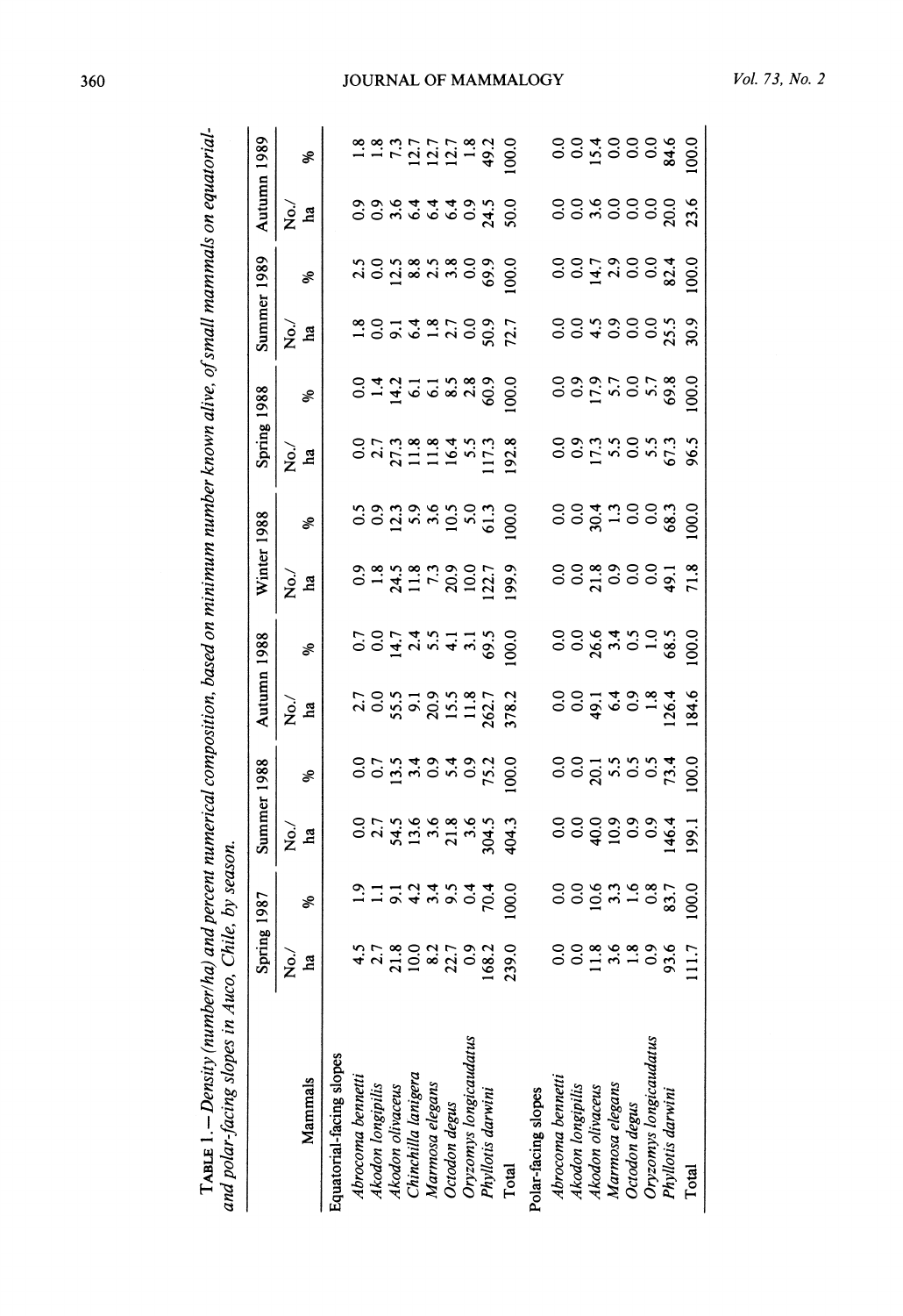TABLE 1.—Density (number/ha) and percent numerical composition, based on minimum number known alive, of small mammals on equatorial- and polar-facing slopes in Auco, Chile, by season.

| Mammals | Spring 1987 | | Summer 1988 | | Autumn 1988 | | Winter 1988 | | Spring 1988 | | Summer 1989 | | Autumn 1989 | |
|---|---|---|---|---|---|---|---|---|---|---|---|---|---|---|
| | No./ha | % | No./ha | % | No./ha | % | No./ha | % | No./ha | % | No./ha | % | No./ha | % |
| Equatorial-facing slopes | | | | | | | | | | | | | | |
| *Abrocoma bennetti* | 4.5 | 1.9 | 0.0 | 0.0 | 2.7 | 0.7 | 0.9 | 0.5 | 0.0 | 0.0 | 1.8 | 2.5 | 0.9 | 1.8 |
| *Akodon longipilis* | 2.7 | 1.1 | 2.7 | 0.7 | 0.0 | 0.0 | 1.8 | 0.9 | 2.7 | 1.4 | 0.0 | 0.0 | 0.9 | 1.8 |
| *Akodon olivaceus* | 21.8 | 9.1 | 54.5 | 13.5 | 55.5 | 14.7 | 24.5 | 12.3 | 27.3 | 14.2 | 9.1 | 12.5 | 3.6 | 7.3 |
| *Chinchilla lanigera* | 10.0 | 4.2 | 13.6 | 3.4 | 9.1 | 2.4 | 11.8 | 5.9 | 11.8 | 6.1 | 6.4 | 8.8 | 6.4 | 12.7 |
| *Marmosa elegans* | 8.2 | 3.4 | 3.6 | 0.9 | 20.9 | 5.5 | 7.3 | 3.6 | 11.8 | 6.1 | 1.8 | 2.5 | 6.4 | 12.7 |
| *Octodon degus* | 22.7 | 9.5 | 21.8 | 5.4 | 15.5 | 4.1 | 20.9 | 10.5 | 16.4 | 8.5 | 2.7 | 3.8 | 6.4 | 12.7 |
| *Oryzomys longicaudatus* | 0.9 | 0.4 | 3.6 | 0.9 | 11.8 | 3.1 | 10.0 | 5.0 | 5.5 | 2.8 | 0.0 | 0.0 | 0.9 | 1.8 |
| *Phyllotis darwini* | 168.2 | 70.4 | 304.5 | 75.2 | 262.7 | 69.5 | 122.7 | 61.3 | 117.3 | 60.9 | 50.9 | 69.9 | 24.5 | 49.2 |
| Total | 239.0 | 100.0 | 404.3 | 100.0 | 378.2 | 100.0 | 199.9 | 100.0 | 192.8 | 100.0 | 72.7 | 100.0 | 50.0 | 100.0 |
| Polar-facing slopes | | | | | | | | | | | | | | |
| *Abrocoma bennetti* | 0.0 | 0.0 | 0.0 | 0.0 | 0.0 | 0.0 | 0.0 | 0.0 | 0.0 | 0.0 | 0.0 | 0.0 | 0.0 | 0.0 |
| *Akodon longipilis* | 0.0 | 0.0 | 0.0 | 0.0 | 0.0 | 0.0 | 0.0 | 0.0 | 0.9 | 0.9 | 0.0 | 0.0 | 0.0 | 0.0 |
| *Akodon olivaceus* | 11.8 | 10.6 | 40.0 | 20.1 | 49.1 | 26.6 | 21.8 | 30.4 | 17.3 | 17.9 | 4.5 | 14.7 | 3.6 | 15.4 |
| *Marmosa elegans* | 3.6 | 3.3 | 10.9 | 5.5 | 6.4 | 3.4 | 0.9 | 1.3 | 5.5 | 5.7 | 0.9 | 2.9 | 0.0 | 0.0 |
| *Octodon degus* | 1.8 | 1.6 | 0.9 | 0.5 | 0.9 | 0.5 | 0.0 | 0.0 | 0.0 | 0.0 | 0.0 | 0.0 | 0.0 | 0.0 |
| *Oryzomys longicaudatus* | 0.9 | 0.8 | 0.9 | 0.5 | 1.8 | 1.0 | 0.0 | 0.0 | 5.5 | 5.7 | 0.0 | 0.0 | 0.0 | 0.0 |
| *Phyllotis darwini* | 93.6 | 83.7 | 146.4 | 73.4 | 126.4 | 68.5 | 49.1 | 68.3 | 67.3 | 69.8 | 25.5 | 82.4 | 20.0 | 84.6 |
| Total | 111.7 | 100.0 | 199.1 | 100.0 | 184.6 | 100.0 | 71.8 | 100.0 | 96.5 | 100.0 | 30.9 | 100.0 | 23.6 | 100.0 |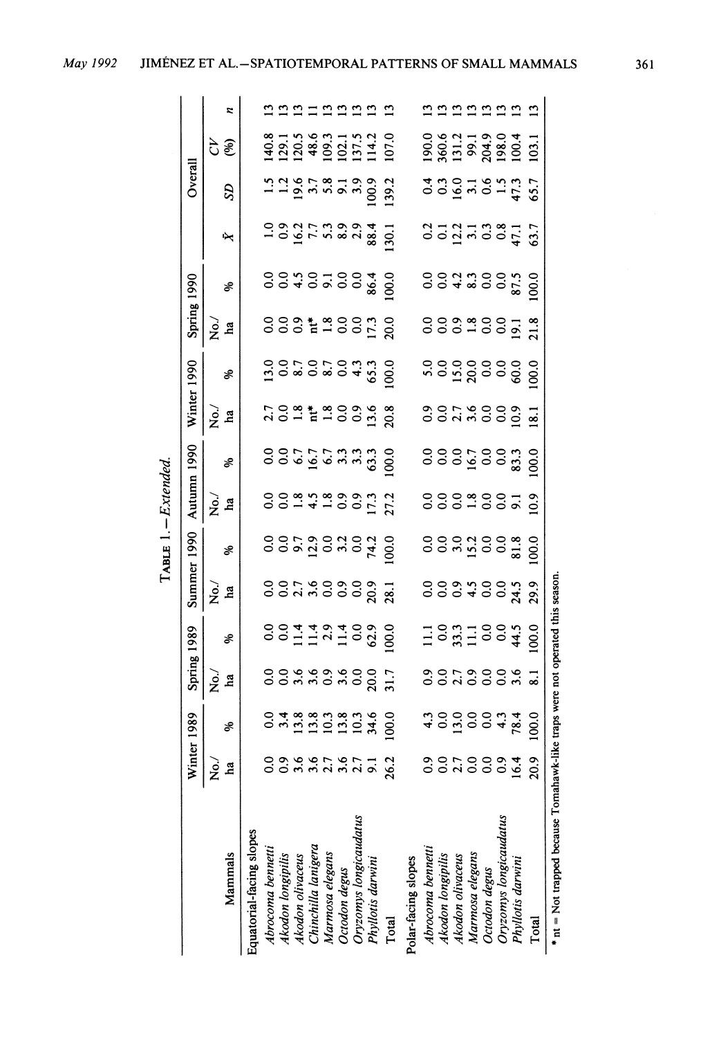TABLE 1.—*Extended.*

| Mammals | Winter 1989 | | Spring 1989 | | Summer 1990 | | Autumn 1990 | | Winter 1990 | | Spring 1990 | | Overall | | | |
|---|---|---|---|---|---|---|---|---|---|---|---|---|---|---|---|---|
| | No./ha | % | No./ha | % | No./ha | % | No./ha | % | No./ha | % | No./ha | % | $\bar{X}$ | SD | CV (%) | n |
| Equatorial-facing slopes | | | | | | | | | | | | | | | | |
| *Abrocoma bennetti* | 0.0 | 0.0 | 0.0 | 0.0 | 0.0 | 0.0 | 0.0 | 0.0 | 2.7 | 13.0 | 0.0 | 0.0 | 1.0 | 1.5 | 140.8 | 13 |
| *Akodon longipilis* | 0.9 | 3.4 | 0.0 | 0.0 | 0.0 | 0.0 | 0.0 | 0.0 | 0.0 | 0.0 | 0.0 | 0.0 | 0.9 | 1.2 | 129.1 | 13 |
| *Akodon olivaceus* | 3.6 | 13.8 | 3.6 | 11.4 | 2.7 | 9.7 | 1.8 | 6.7 | 1.8 | 8.7 | 0.9 | 4.5 | 16.2 | 19.6 | 120.5 | 13 |
| *Chinchilla lanigera* | 3.6 | 13.8 | 3.6 | 11.4 | 3.6 | 12.9 | 4.5 | 16.7 | nt* | 0.0 | nt* | 0.0 | 7.7 | 3.7 | 48.6 | 11 |
| *Marmosa elegans* | 2.7 | 10.3 | 0.9 | 2.9 | 0.0 | 0.0 | 1.8 | 6.7 | 1.8 | 8.7 | 1.8 | 9.1 | 5.3 | 5.8 | 109.3 | 13 |
| *Octodon degus* | 3.6 | 13.8 | 3.6 | 11.4 | 0.9 | 3.2 | 0.9 | 3.3 | 0.0 | 0.0 | 0.0 | 0.0 | 8.9 | 9.1 | 102.1 | 13 |
| *Oryzomys longicaudatus* | 2.7 | 10.3 | 0.0 | 0.0 | 0.0 | 0.0 | 0.9 | 3.3 | 0.9 | 4.3 | 0.0 | 0.0 | 2.9 | 3.9 | 137.5 | 13 |
| *Phyllotis darwini* | 9.1 | 34.6 | 20.0 | 62.9 | 20.9 | 74.2 | 17.3 | 63.3 | 13.6 | 65.3 | 17.3 | 86.4 | 88.4 | 100.9 | 114.2 | 13 |
| Total | 26.2 | 100.0 | 31.7 | 100.0 | 28.1 | 100.0 | 27.2 | 100.0 | 20.8 | 100.0 | 20.0 | 100.0 | 130.1 | 139.2 | 107.0 | 13 |
| Polar-facing slopes | | | | | | | | | | | | | | | | |
| *Abrocoma bennetti* | 0.9 | 4.3 | 0.9 | 11.1 | 0.0 | 0.0 | 0.0 | 0.0 | 0.9 | 5.0 | 0.0 | 0.0 | 0.2 | 0.4 | 190.0 | 13 |
| *Akodon longipilis* | 0.0 | 0.0 | 0.0 | 0.0 | 0.0 | 0.0 | 0.0 | 0.0 | 0.0 | 0.0 | 0.0 | 0.0 | 0.1 | 0.3 | 360.6 | 13 |
| *Akodon olivaceus* | 2.7 | 13.0 | 2.7 | 33.3 | 0.9 | 3.0 | 0.0 | 0.0 | 2.7 | 15.0 | 0.9 | 4.2 | 12.2 | 16.0 | 131.2 | 13 |
| *Marmosa elegans* | 0.0 | 0.0 | 0.9 | 11.1 | 4.5 | 15.2 | 1.8 | 16.7 | 3.6 | 20.0 | 1.8 | 8.3 | 3.1 | 3.1 | 99.1 | 13 |
| *Octodon degus* | 0.0 | 0.0 | 0.0 | 0.0 | 0.0 | 0.0 | 0.0 | 0.0 | 0.0 | 0.0 | 0.0 | 0.0 | 0.3 | 0.6 | 204.9 | 13 |
| *Oryzomys longicaudatus* | 0.9 | 4.3 | 0.0 | 0.0 | 0.0 | 0.0 | 0.0 | 0.0 | 0.0 | 0.0 | 0.0 | 0.0 | 0.8 | 1.5 | 198.0 | 13 |
| *Phyllotis darwini* | 16.4 | 78.4 | 3.6 | 44.5 | 24.5 | 81.8 | 9.1 | 83.3 | 10.9 | 60.0 | 19.1 | 87.5 | 47.1 | 47.3 | 100.4 | 13 |
| Total | 20.9 | 100.0 | 8.1 | 100.0 | 29.9 | 100.0 | 10.9 | 100.0 | 18.1 | 100.0 | 21.8 | 100.0 | 63.7 | 65.7 | 103.1 | 13 |

\* nt = Not trapped because Tomahawk-like traps were not operated this season.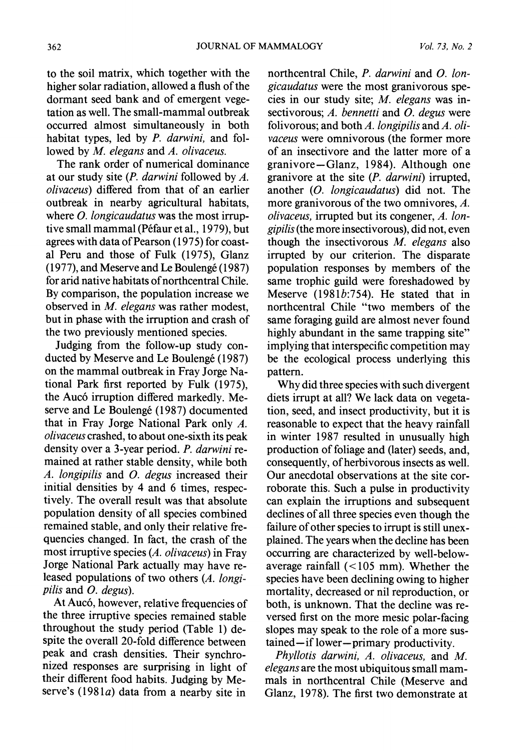to the soil matrix, which together with the higher solar radiation, allowed a flush of the dormant seed bank and of emergent vegetation as well. The small-mammal outbreak occurred almost simultaneously in both habitat types, led by *P. darwini*, and followed by *M. elegans* and *A. olivaceus*.

The rank order of numerical dominance at our study site (*P. darwini* followed by *A. olivaceus*) differed from that of an earlier outbreak in nearby agricultural habitats, where *O. longicaudatus* was the most irruptive small mammal (Péfaur et al., 1979), but agrees with data of Pearson (1975) for coastal Peru and those of Fulk (1975), Glanz (1977), and Meserve and Le Boulengé (1987) for arid native habitats of northcentral Chile. By comparison, the population increase we observed in *M. elegans* was rather modest, but in phase with the irruption and crash of the two previously mentioned species.

Judging from the follow-up study conducted by Meserve and Le Boulengé (1987) on the mammal outbreak in Fray Jorge National Park first reported by Fulk (1975), the Aucó irruption differed markedly. Meserve and Le Boulengé (1987) documented that in Fray Jorge National Park only *A. olivaceus* crashed, to about one-sixth its peak density over a 3-year period. *P. darwini* remained at rather stable density, while both *A. longipilis* and *O. degus* increased their initial densities by 4 and 6 times, respectively. The overall result was that absolute population density of all species combined remained stable, and only their relative frequencies changed. In fact, the crash of the most irruptive species (*A. olivaceus*) in Fray Jorge National Park actually may have released populations of two others (*A. longipilis* and *O. degus*).

At Aucó, however, relative frequencies of the three irruptive species remained stable throughout the study period (Table 1) despite the overall 20-fold difference between peak and crash densities. Their synchronized responses are surprising in light of their different food habits. Judging by Meserve's (1981*a*) data from a nearby site in northcentral Chile, *P. darwini* and *O. longicaudatus* were the most granivorous species in our study site; *M. elegans* was insectivorous; *A. bennetti* and *O. degus* were folivorous; and both *A. longipilis* and *A. olivaceus* were omnivorous (the former more of an insectivore and the latter more of a granivore—Glanz, 1984). Although one granivore at the site (*P. darwini*) irrupted, another (*O. longicaudatus*) did not. The more granivorous of the two omnivores, *A. olivaceus*, irrupted but its congener, *A. longipilis* (the more insectivorous), did not, even though the insectivorous *M. elegans* also irrupted by our criterion. The disparate population responses by members of the same trophic guild were foreshadowed by Meserve (1981*b*:754). He stated that in northcentral Chile "two members of the same foraging guild are almost never found highly abundant in the same trapping site" implying that interspecific competition may be the ecological process underlying this pattern.

Why did three species with such divergent diets irrupt at all? We lack data on vegetation, seed, and insect productivity, but it is reasonable to expect that the heavy rainfall in winter 1987 resulted in unusually high production of foliage and (later) seeds, and, consequently, of herbivorous insects as well. Our anecdotal observations at the site corroborate this. Such a pulse in productivity can explain the irruptions and subsequent declines of all three species even though the failure of other species to irrupt is still unexplained. The years when the decline has been occurring are characterized by well-below-average rainfall (<105 mm). Whether the species have been declining owing to higher mortality, decreased or nil reproduction, or both, is unknown. That the decline was reversed first on the more mesic polar-facing slopes may speak to the role of a more sustained—if lower—primary productivity.

*Phyllotis darwini*, *A. olivaceus*, and *M. elegans* are the most ubiquitous small mammals in northcentral Chile (Meserve and Glanz, 1978). The first two demonstrate at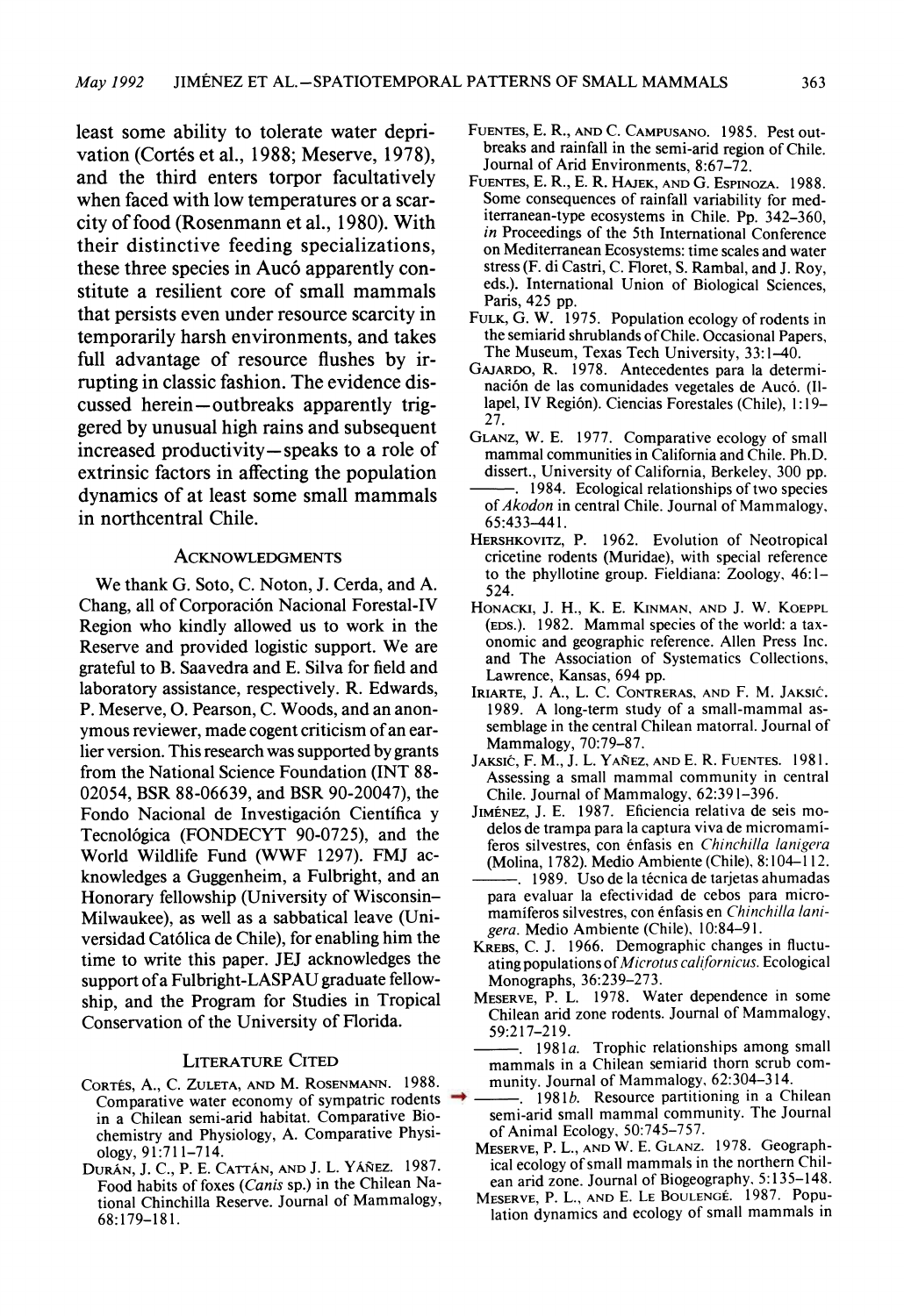least some ability to tolerate water deprivation (Cortés et al., 1988; Meserve, 1978), and the third enters torpor facultatively when faced with low temperatures or a scarcity of food (Rosenmann et al., 1980). With their distinctive feeding specializations, these three species in Aucó apparently constitute a resilient core of small mammals that persists even under resource scarcity in temporarily harsh environments, and takes full advantage of resource flushes by irrupting in classic fashion. The evidence discussed herein—outbreaks apparently triggered by unusual high rains and subsequent increased productivity—speaks to a role of extrinsic factors in affecting the population dynamics of at least some small mammals in northcentral Chile.

## Acknowledgments

We thank G. Soto, C. Noton, J. Cerda, and A. Chang, all of Corporación Nacional Forestal-IV Region who kindly allowed us to work in the Reserve and provided logistic support. We are grateful to B. Saavedra and E. Silva for field and laboratory assistance, respectively. R. Edwards, P. Meserve, O. Pearson, C. Woods, and an anonymous reviewer, made cogent criticism of an earlier version. This research was supported by grants from the National Science Foundation (INT 88-02054, BSR 88-06639, and BSR 90-20047), the Fondo Nacional de Investigación Científica y Tecnológica (FONDECYT 90-0725), and the World Wildlife Fund (WWF 1297). FMJ acknowledges a Guggenheim, a Fulbright, and an Honorary fellowship (University of Wisconsin–Milwaukee), as well as a sabbatical leave (Universidad Católica de Chile), for enabling him the time to write this paper. JEJ acknowledges the support of a Fulbright-LASPAU graduate fellowship, and the Program for Studies in Tropical Conservation of the University of Florida.

## Literature Cited

Cortés, A., C. Zuleta, and M. Rosenmann. 1988. Comparative water economy of sympatric rodents in a Chilean semi-arid habitat. Comparative Biochemistry and Physiology, A. Comparative Physiology, 91:711–714.

Durán, J. C., P. E. Cattán, and J. L. Yáñez. 1987. Food habits of foxes (*Canis* sp.) in the Chilean National Chinchilla Reserve. Journal of Mammalogy, 68:179–181.

Fuentes, E. R., and C. Campusano. 1985. Pest outbreaks and rainfall in the semi-arid region of Chile. Journal of Arid Environments, 8:67–72.

Fuentes, E. R., E. R. Hajek, and G. Espinoza. 1988. Some consequences of rainfall variability for mediterranean-type ecosystems in Chile. Pp. 342–360, *in* Proceedings of the 5th International Conference on Mediterranean Ecosystems: time scales and water stress (F. di Castri, C. Floret, S. Rambal, and J. Roy, eds.). International Union of Biological Sciences, Paris, 425 pp.

Fulk, G. W. 1975. Population ecology of rodents in the semiarid shrublands of Chile. Occasional Papers, The Museum, Texas Tech University, 33:1–40.

Gajardo, R. 1978. Antecedentes para la determinación de las comunidades vegetales de Aucó. (Illapel, IV Región). Ciencias Forestales (Chile), 1:19–27.

Glanz, W. E. 1977. Comparative ecology of small mammal communities in California and Chile. Ph.D. dissert., University of California, Berkeley, 300 pp.

———. 1984. Ecological relationships of two species of *Akodon* in central Chile. Journal of Mammalogy, 65:433–441.

Hershkovitz, P. 1962. Evolution of Neotropical cricetine rodents (Muridae), with special reference to the phyllotine group. Fieldiana: Zoology, 46:1–524.

Honacki, J. H., K. E. Kinman, and J. W. Koeppl (eds.). 1982. Mammal species of the world: a taxonomic and geographic reference. Allen Press Inc. and The Association of Systematics Collections, Lawrence, Kansas, 694 pp.

Iriarte, J. A., L. C. Contreras, and F. M. Jaksić. 1989. A long-term study of a small-mammal assemblage in the central Chilean matorral. Journal of Mammalogy, 70:79–87.

Jaksić, F. M., J. L. Yañez, and E. R. Fuentes. 1981. Assessing a small mammal community in central Chile. Journal of Mammalogy, 62:391–396.

Jiménez, J. E. 1987. Eficiencia relativa de seis modelos de trampa para la captura viva de micromamíferos silvestres, con énfasis en *Chinchilla lanigera* (Molina, 1782). Medio Ambiente (Chile), 8:104–112.

———. 1989. Uso de la técnica de tarjetas ahumadas para evaluar la efectividad de cebos para micromamíferos silvestres, con énfasis en *Chinchilla lanigera*. Medio Ambiente (Chile), 10:84–91.

Krebs, C. J. 1966. Demographic changes in fluctuating populations of *Microtus californicus*. Ecological Monographs, 36:239–273.

Meserve, P. L. 1978. Water dependence in some Chilean arid zone rodents. Journal of Mammalogy, 59:217–219.

———. 1981*a*. Trophic relationships among small mammals in a Chilean semiarid thorn scrub community. Journal of Mammalogy, 62:304–314.

———. 1981*b*. Resource partitioning in a Chilean semi-arid small mammal community. The Journal of Animal Ecology, 50:745–757.

Meserve, P. L., and W. E. Glanz. 1978. Geographical ecology of small mammals in the northern Chilean arid zone. Journal of Biogeography, 5:135–148.

Meserve, P. L., and E. Le Boulengé. 1987. Population dynamics and ecology of small mammals in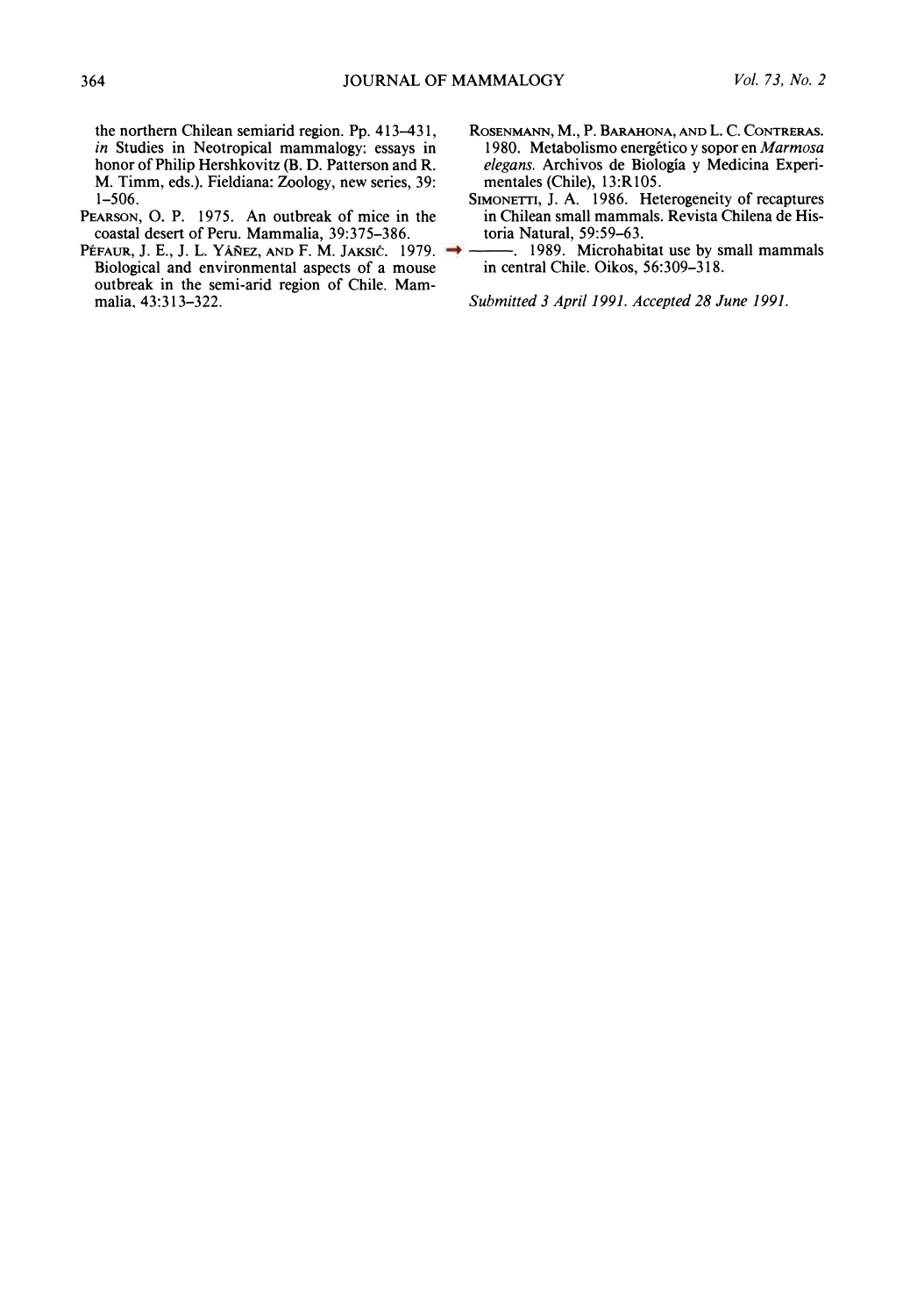the northern Chilean semiarid region. Pp. 413–431, *in* Studies in Neotropical mammalogy: essays in honor of Philip Hershkovitz (B. D. Patterson and R. M. Timm, eds.). Fieldiana: Zoology, new series, 39: 1–506.

Pearson, O. P. 1975. An outbreak of mice in the coastal desert of Peru. Mammalia, 39:375–386.

Péfaur, J. E., J. L. Yáñez, and F. M. Jaksić. 1979. Biological and environmental aspects of a mouse outbreak in the semi-arid region of Chile. Mammalia, 43:313–322.

Rosenmann, M., P. Barahona, and L. C. Contreras. 1980. Metabolismo energético y sopor en *Marmosa elegans*. Archivos de Biología y Medicina Experimentales (Chile), 13:R105.

Simonetti, J. A. 1986. Heterogeneity of recaptures in Chilean small mammals. Revista Chilena de Historia Natural, 59:59–63.

———. 1989. Microhabitat use by small mammals in central Chile. Oikos, 56:309–318.

*Submitted 3 April 1991. Accepted 28 June 1991.*